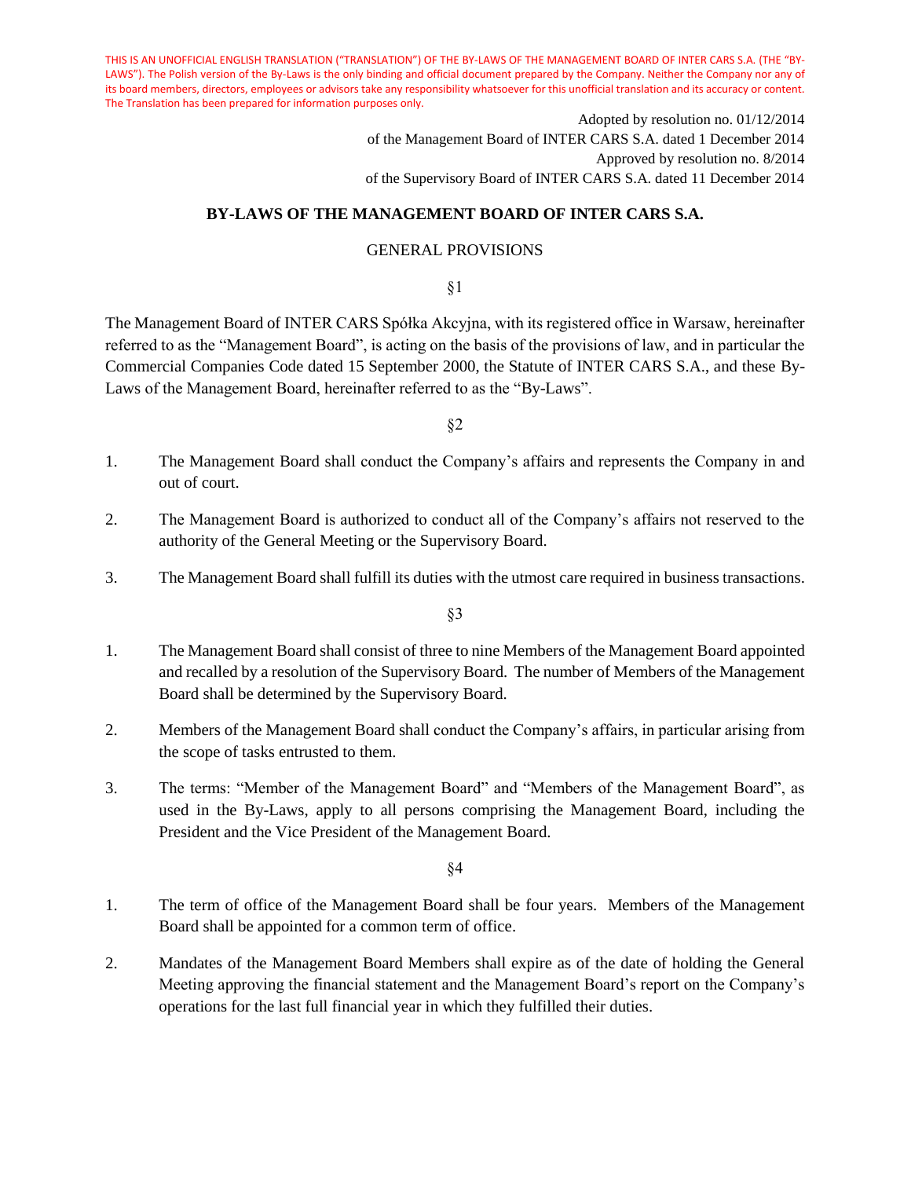THIS IS AN UNOFFICIAL ENGLISH TRANSLATION ("TRANSLATION") OF THE BY-LAWS OF THE MANAGEMENT BOARD OF INTER CARS S.A. (THE "BY-LAWS"). The Polish version of the By-Laws is the only binding and official document prepared by the Company. Neither the Company nor any of its board members, directors, employees or advisors take any responsibility whatsoever for this unofficial translation and its accuracy or content. The Translation has been prepared for information purposes only.

Adopted by resolution no. 01/12/2014
of the Management Board of INTER CARS S.A. dated 1 December 2014
Approved by resolution no. 8/2014
of the Supervisory Board of INTER CARS S.A. dated 11 December 2014

# BY-LAWS OF THE MANAGEMENT BOARD OF INTER CARS S.A.

## GENERAL PROVISIONS

§1

The Management Board of INTER CARS Spółka Akcyjna, with its registered office in Warsaw, hereinafter referred to as the "Management Board", is acting on the basis of the provisions of law, and in particular the Commercial Companies Code dated 15 September 2000, the Statute of INTER CARS S.A., and these By-Laws of the Management Board, hereinafter referred to as the "By-Laws".

§2

1. The Management Board shall conduct the Company's affairs and represents the Company in and out of court.
2. The Management Board is authorized to conduct all of the Company's affairs not reserved to the authority of the General Meeting or the Supervisory Board.
3. The Management Board shall fulfill its duties with the utmost care required in business transactions.

§3

1. The Management Board shall consist of three to nine Members of the Management Board appointed and recalled by a resolution of the Supervisory Board. The number of Members of the Management Board shall be determined by the Supervisory Board.
2. Members of the Management Board shall conduct the Company's affairs, in particular arising from the scope of tasks entrusted to them.
3. The terms: "Member of the Management Board" and "Members of the Management Board", as used in the By-Laws, apply to all persons comprising the Management Board, including the President and the Vice President of the Management Board.

§4

1. The term of office of the Management Board shall be four years. Members of the Management Board shall be appointed for a common term of office.
2. Mandates of the Management Board Members shall expire as of the date of holding the General Meeting approving the financial statement and the Management Board's report on the Company's operations for the last full financial year in which they fulfilled their duties.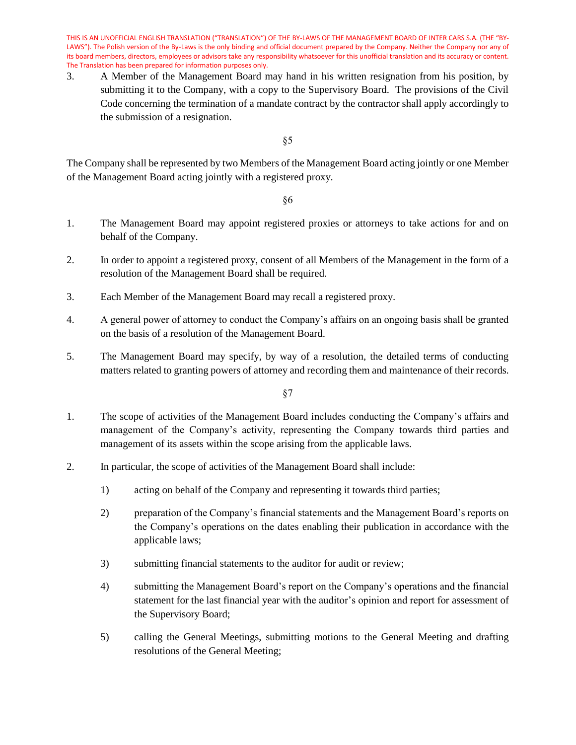3. A Member of the Management Board may hand in his written resignation from his position, by submitting it to the Company, with a copy to the Supervisory Board. The provisions of the Civil Code concerning the termination of a mandate contract by the contractor shall apply accordingly to the submission of a resignation.

§5

The Company shall be represented by two Members of the Management Board acting jointly or one Member of the Management Board acting jointly with a registered proxy.

§6

1. The Management Board may appoint registered proxies or attorneys to take actions for and on behalf of the Company.

2. In order to appoint a registered proxy, consent of all Members of the Management in the form of a resolution of the Management Board shall be required.

3. Each Member of the Management Board may recall a registered proxy.

4. A general power of attorney to conduct the Company's affairs on an ongoing basis shall be granted on the basis of a resolution of the Management Board.

5. The Management Board may specify, by way of a resolution, the detailed terms of conducting matters related to granting powers of attorney and recording them and maintenance of their records.

§7

1. The scope of activities of the Management Board includes conducting the Company's affairs and management of the Company's activity, representing the Company towards third parties and management of its assets within the scope arising from the applicable laws.

2. In particular, the scope of activities of the Management Board shall include:

   1) acting on behalf of the Company and representing it towards third parties;

   2) preparation of the Company's financial statements and the Management Board's reports on the Company's operations on the dates enabling their publication in accordance with the applicable laws;

   3) submitting financial statements to the auditor for audit or review;

   4) submitting the Management Board's report on the Company's operations and the financial statement for the last financial year with the auditor's opinion and report for assessment of the Supervisory Board;

   5) calling the General Meetings, submitting motions to the General Meeting and drafting resolutions of the General Meeting;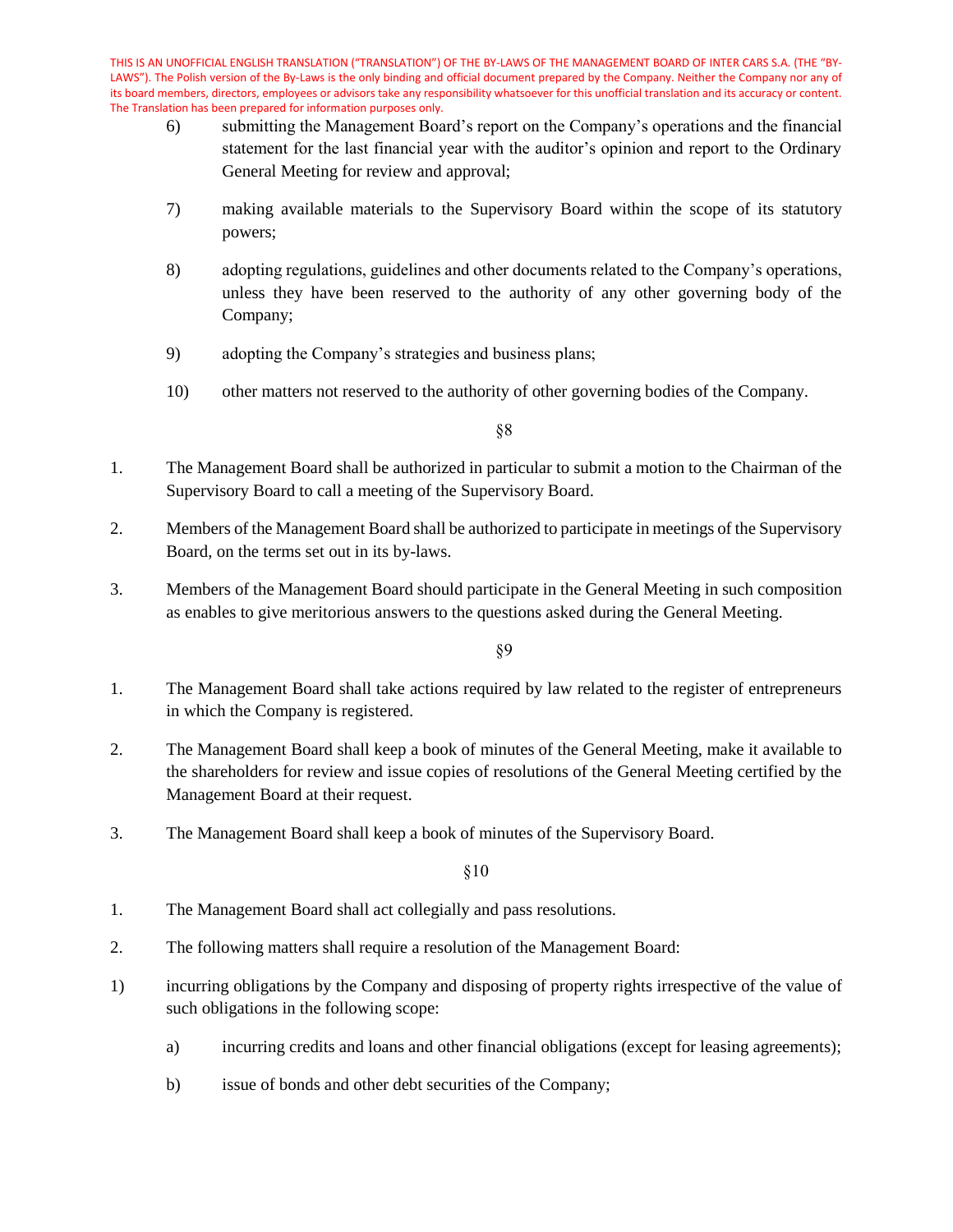6) submitting the Management Board's report on the Company's operations and the financial statement for the last financial year with the auditor's opinion and report to the Ordinary General Meeting for review and approval;

7) making available materials to the Supervisory Board within the scope of its statutory powers;

8) adopting regulations, guidelines and other documents related to the Company's operations, unless they have been reserved to the authority of any other governing body of the Company;

9) adopting the Company's strategies and business plans;

10) other matters not reserved to the authority of other governing bodies of the Company.

§8

1. The Management Board shall be authorized in particular to submit a motion to the Chairman of the Supervisory Board to call a meeting of the Supervisory Board.

2. Members of the Management Board shall be authorized to participate in meetings of the Supervisory Board, on the terms set out in its by-laws.

3. Members of the Management Board should participate in the General Meeting in such composition as enables to give meritorious answers to the questions asked during the General Meeting.

§9

1. The Management Board shall take actions required by law related to the register of entrepreneurs in which the Company is registered.

2. The Management Board shall keep a book of minutes of the General Meeting, make it available to the shareholders for review and issue copies of resolutions of the General Meeting certified by the Management Board at their request.

3. The Management Board shall keep a book of minutes of the Supervisory Board.

§10

1. The Management Board shall act collegially and pass resolutions.

2. The following matters shall require a resolution of the Management Board:

1) incurring obligations by the Company and disposing of property rights irrespective of the value of such obligations in the following scope:

    a) incurring credits and loans and other financial obligations (except for leasing agreements);

    b) issue of bonds and other debt securities of the Company;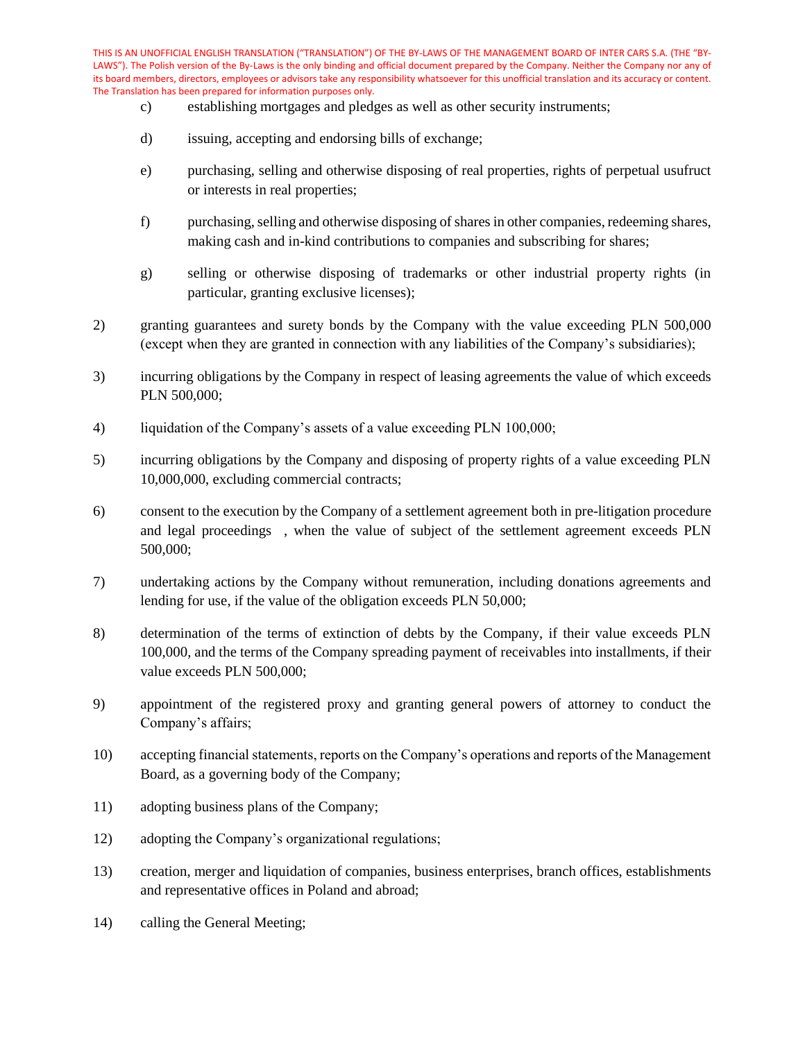c) establishing mortgages and pledges as well as other security instruments;

d) issuing, accepting and endorsing bills of exchange;

e) purchasing, selling and otherwise disposing of real properties, rights of perpetual usufruct or interests in real properties;

f) purchasing, selling and otherwise disposing of shares in other companies, redeeming shares, making cash and in-kind contributions to companies and subscribing for shares;

g) selling or otherwise disposing of trademarks or other industrial property rights (in particular, granting exclusive licenses);

2) granting guarantees and surety bonds by the Company with the value exceeding PLN 500,000 (except when they are granted in connection with any liabilities of the Company's subsidiaries);

3) incurring obligations by the Company in respect of leasing agreements the value of which exceeds PLN 500,000;

4) liquidation of the Company's assets of a value exceeding PLN 100,000;

5) incurring obligations by the Company and disposing of property rights of a value exceeding PLN 10,000,000, excluding commercial contracts;

6) consent to the execution by the Company of a settlement agreement both in pre-litigation procedure and legal proceedings , when the value of subject of the settlement agreement exceeds PLN 500,000;

7) undertaking actions by the Company without remuneration, including donations agreements and lending for use, if the value of the obligation exceeds PLN 50,000;

8) determination of the terms of extinction of debts by the Company, if their value exceeds PLN 100,000, and the terms of the Company spreading payment of receivables into installments, if their value exceeds PLN 500,000;

9) appointment of the registered proxy and granting general powers of attorney to conduct the Company's affairs;

10) accepting financial statements, reports on the Company's operations and reports of the Management Board, as a governing body of the Company;

11) adopting business plans of the Company;

12) adopting the Company's organizational regulations;

13) creation, merger and liquidation of companies, business enterprises, branch offices, establishments and representative offices in Poland and abroad;

14) calling the General Meeting;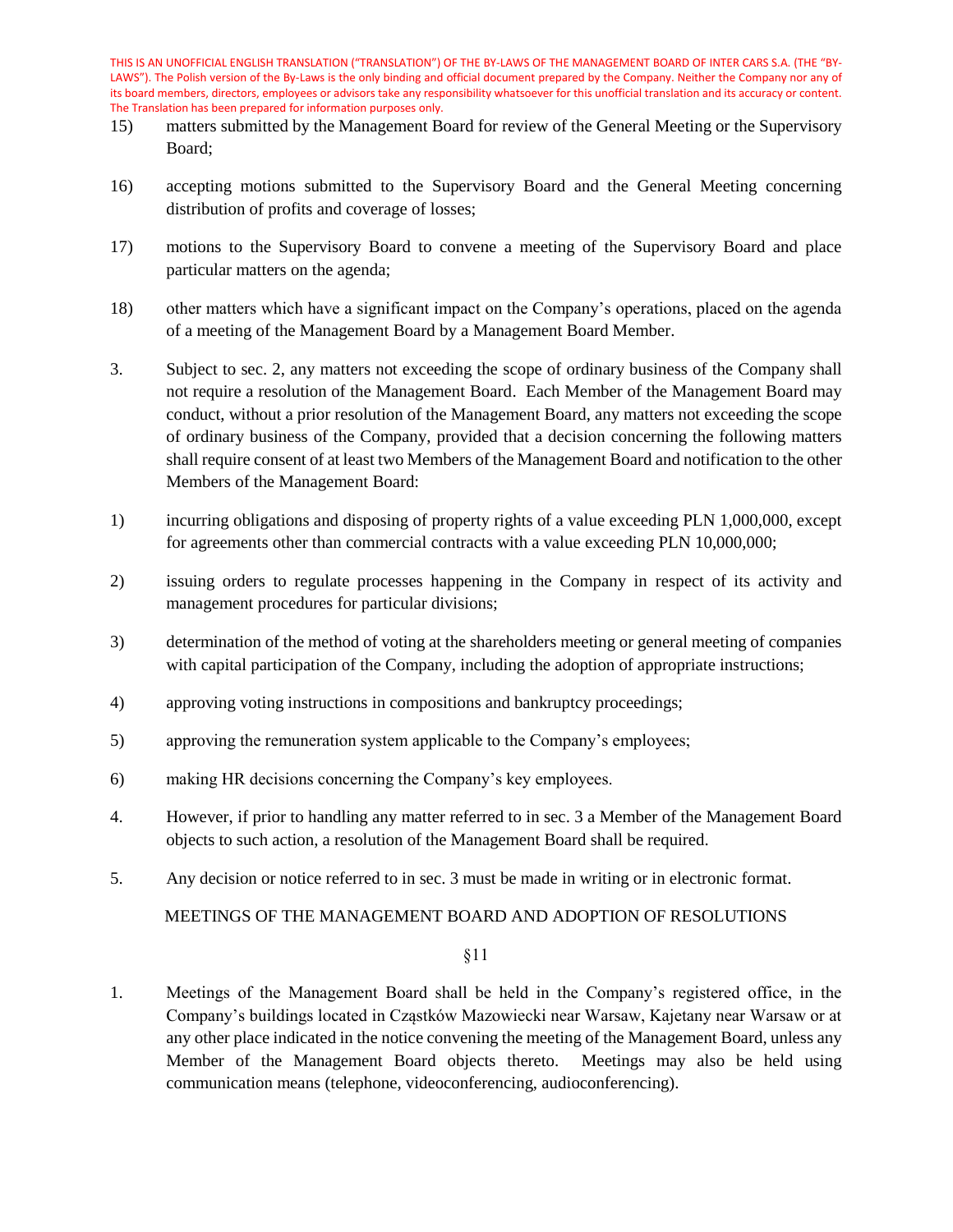15) matters submitted by the Management Board for review of the General Meeting or the Supervisory Board;

16) accepting motions submitted to the Supervisory Board and the General Meeting concerning distribution of profits and coverage of losses;

17) motions to the Supervisory Board to convene a meeting of the Supervisory Board and place particular matters on the agenda;

18) other matters which have a significant impact on the Company's operations, placed on the agenda of a meeting of the Management Board by a Management Board Member.

3. Subject to sec. 2, any matters not exceeding the scope of ordinary business of the Company shall not require a resolution of the Management Board. Each Member of the Management Board may conduct, without a prior resolution of the Management Board, any matters not exceeding the scope of ordinary business of the Company, provided that a decision concerning the following matters shall require consent of at least two Members of the Management Board and notification to the other Members of the Management Board:

1) incurring obligations and disposing of property rights of a value exceeding PLN 1,000,000, except for agreements other than commercial contracts with a value exceeding PLN 10,000,000;

2) issuing orders to regulate processes happening in the Company in respect of its activity and management procedures for particular divisions;

3) determination of the method of voting at the shareholders meeting or general meeting of companies with capital participation of the Company, including the adoption of appropriate instructions;

4) approving voting instructions in compositions and bankruptcy proceedings;

5) approving the remuneration system applicable to the Company's employees;

6) making HR decisions concerning the Company's key employees.

4. However, if prior to handling any matter referred to in sec. 3 a Member of the Management Board objects to such action, a resolution of the Management Board shall be required.

5. Any decision or notice referred to in sec. 3 must be made in writing or in electronic format.

## MEETINGS OF THE MANAGEMENT BOARD AND ADOPTION OF RESOLUTIONS

§11

1. Meetings of the Management Board shall be held in the Company's registered office, in the Company's buildings located in Cząstków Mazowiecki near Warsaw, Kajetany near Warsaw or at any other place indicated in the notice convening the meeting of the Management Board, unless any Member of the Management Board objects thereto. Meetings may also be held using communication means (telephone, videoconferencing, audioconferencing).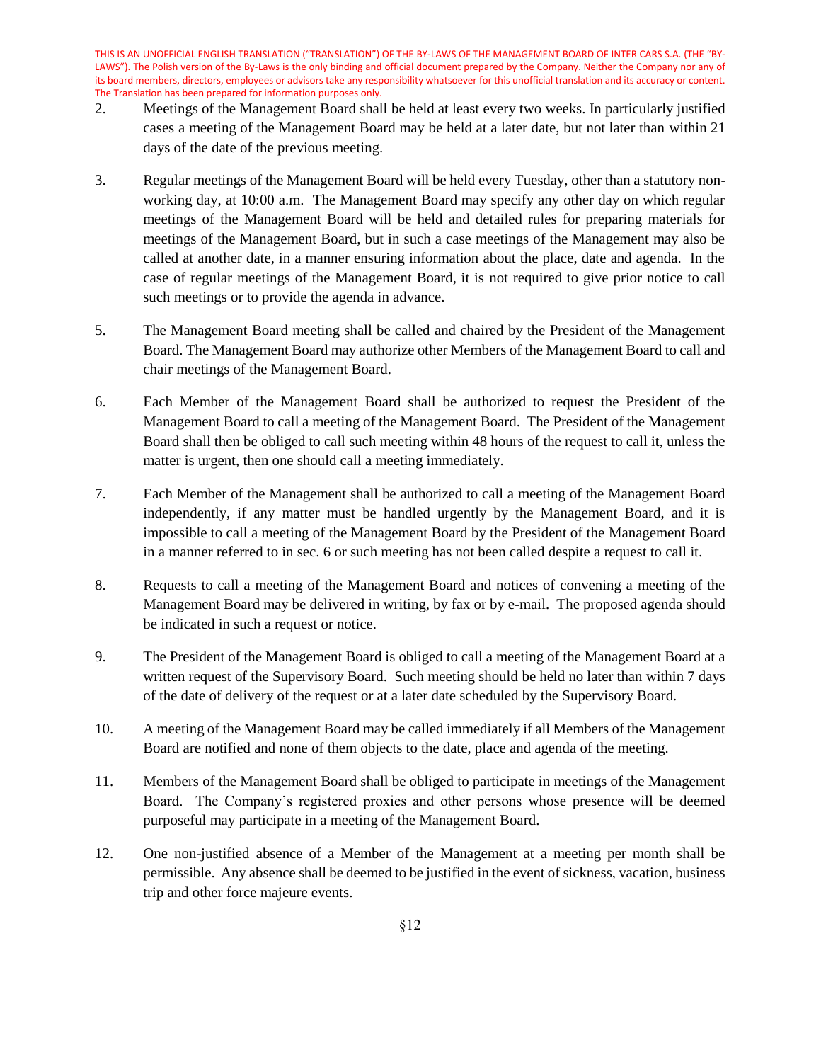2. Meetings of the Management Board shall be held at least every two weeks. In particularly justified cases a meeting of the Management Board may be held at a later date, but not later than within 21 days of the date of the previous meeting.

3. Regular meetings of the Management Board will be held every Tuesday, other than a statutory non-working day, at 10:00 a.m. The Management Board may specify any other day on which regular meetings of the Management Board will be held and detailed rules for preparing materials for meetings of the Management Board, but in such a case meetings of the Management may also be called at another date, in a manner ensuring information about the place, date and agenda. In the case of regular meetings of the Management Board, it is not required to give prior notice to call such meetings or to provide the agenda in advance.

5. The Management Board meeting shall be called and chaired by the President of the Management Board. The Management Board may authorize other Members of the Management Board to call and chair meetings of the Management Board.

6. Each Member of the Management Board shall be authorized to request the President of the Management Board to call a meeting of the Management Board. The President of the Management Board shall then be obliged to call such meeting within 48 hours of the request to call it, unless the matter is urgent, then one should call a meeting immediately.

7. Each Member of the Management shall be authorized to call a meeting of the Management Board independently, if any matter must be handled urgently by the Management Board, and it is impossible to call a meeting of the Management Board by the President of the Management Board in a manner referred to in sec. 6 or such meeting has not been called despite a request to call it.

8. Requests to call a meeting of the Management Board and notices of convening a meeting of the Management Board may be delivered in writing, by fax or by e-mail. The proposed agenda should be indicated in such a request or notice.

9. The President of the Management Board is obliged to call a meeting of the Management Board at a written request of the Supervisory Board. Such meeting should be held no later than within 7 days of the date of delivery of the request or at a later date scheduled by the Supervisory Board.

10. A meeting of the Management Board may be called immediately if all Members of the Management Board are notified and none of them objects to the date, place and agenda of the meeting.

11. Members of the Management Board shall be obliged to participate in meetings of the Management Board. The Company's registered proxies and other persons whose presence will be deemed purposeful may participate in a meeting of the Management Board.

12. One non-justified absence of a Member of the Management at a meeting per month shall be permissible. Any absence shall be deemed to be justified in the event of sickness, vacation, business trip and other force majeure events.

§12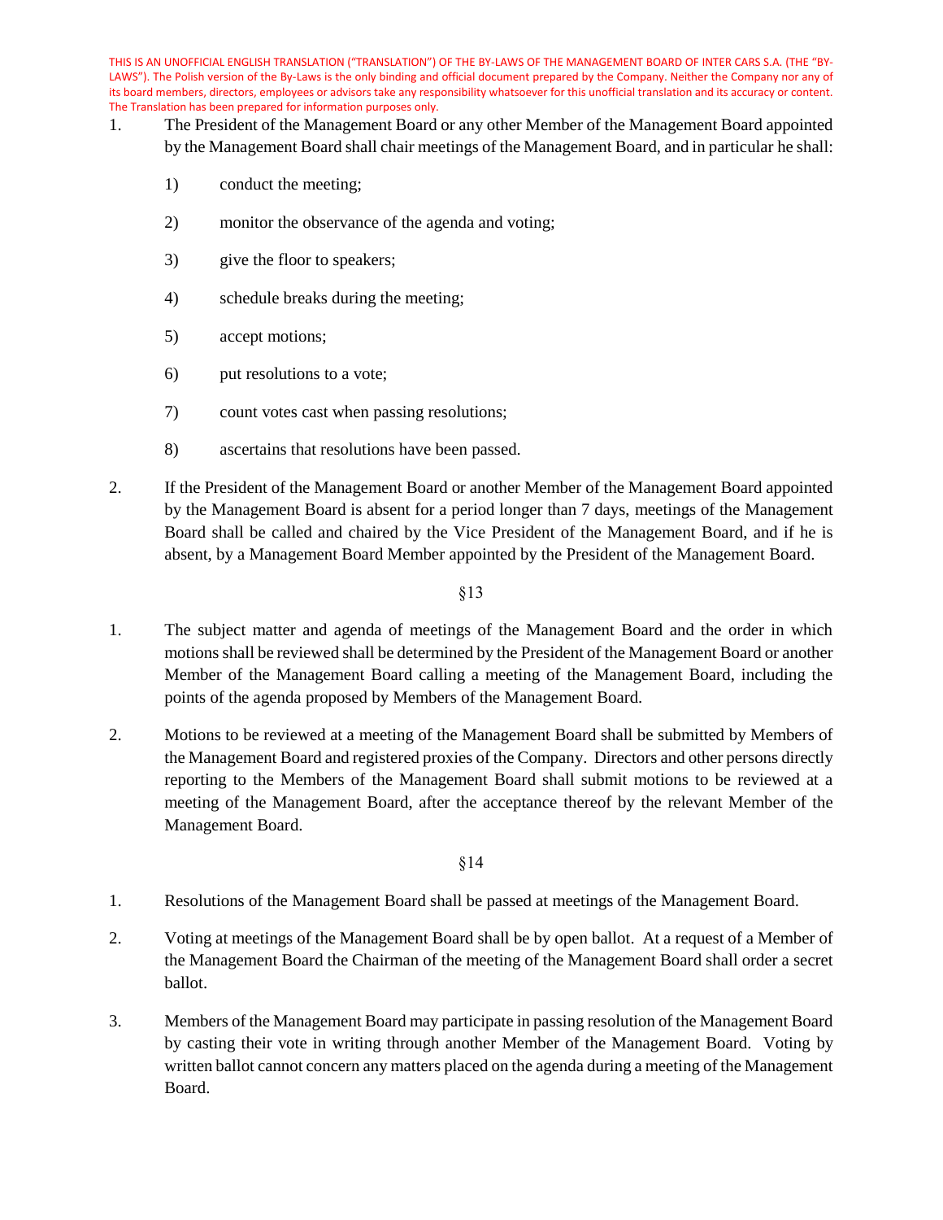1. The President of the Management Board or any other Member of the Management Board appointed by the Management Board shall chair meetings of the Management Board, and in particular he shall:

   1) conduct the meeting;

   2) monitor the observance of the agenda and voting;

   3) give the floor to speakers;

   4) schedule breaks during the meeting;

   5) accept motions;

   6) put resolutions to a vote;

   7) count votes cast when passing resolutions;

   8) ascertains that resolutions have been passed.

2. If the President of the Management Board or another Member of the Management Board appointed by the Management Board is absent for a period longer than 7 days, meetings of the Management Board shall be called and chaired by the Vice President of the Management Board, and if he is absent, by a Management Board Member appointed by the President of the Management Board.

§13

1. The subject matter and agenda of meetings of the Management Board and the order in which motions shall be reviewed shall be determined by the President of the Management Board or another Member of the Management Board calling a meeting of the Management Board, including the points of the agenda proposed by Members of the Management Board.

2. Motions to be reviewed at a meeting of the Management Board shall be submitted by Members of the Management Board and registered proxies of the Company. Directors and other persons directly reporting to the Members of the Management Board shall submit motions to be reviewed at a meeting of the Management Board, after the acceptance thereof by the relevant Member of the Management Board.

§14

1. Resolutions of the Management Board shall be passed at meetings of the Management Board.

2. Voting at meetings of the Management Board shall be by open ballot. At a request of a Member of the Management Board the Chairman of the meeting of the Management Board shall order a secret ballot.

3. Members of the Management Board may participate in passing resolution of the Management Board by casting their vote in writing through another Member of the Management Board. Voting by written ballot cannot concern any matters placed on the agenda during a meeting of the Management Board.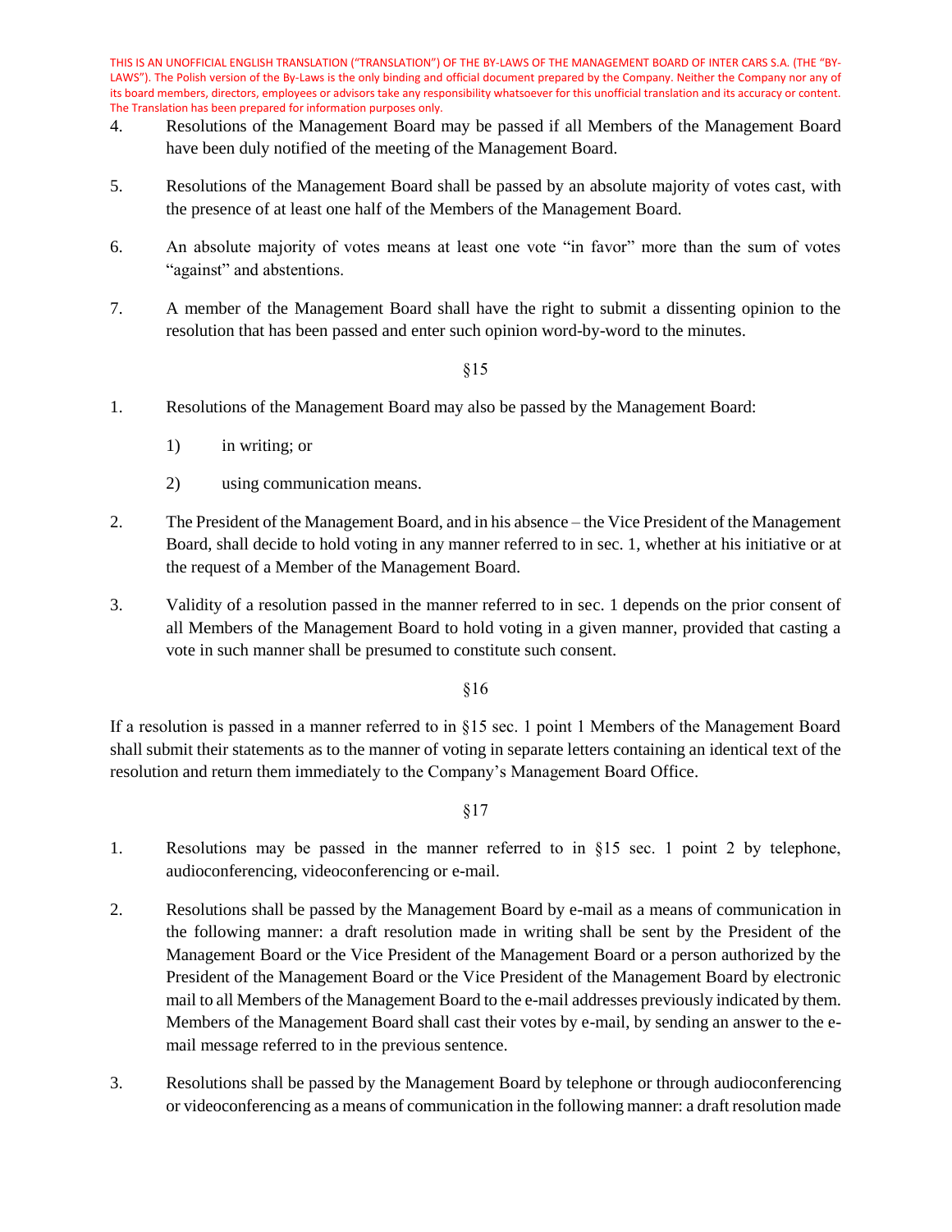4. Resolutions of the Management Board may be passed if all Members of the Management Board have been duly notified of the meeting of the Management Board.

5. Resolutions of the Management Board shall be passed by an absolute majority of votes cast, with the presence of at least one half of the Members of the Management Board.

6. An absolute majority of votes means at least one vote "in favor" more than the sum of votes "against" and abstentions.

7. A member of the Management Board shall have the right to submit a dissenting opinion to the resolution that has been passed and enter such opinion word-by-word to the minutes.

§15

1. Resolutions of the Management Board may also be passed by the Management Board:

   1) in writing; or

   2) using communication means.

2. The President of the Management Board, and in his absence – the Vice President of the Management Board, shall decide to hold voting in any manner referred to in sec. 1, whether at his initiative or at the request of a Member of the Management Board.

3. Validity of a resolution passed in the manner referred to in sec. 1 depends on the prior consent of all Members of the Management Board to hold voting in a given manner, provided that casting a vote in such manner shall be presumed to constitute such consent.

§16

If a resolution is passed in a manner referred to in §15 sec. 1 point 1 Members of the Management Board shall submit their statements as to the manner of voting in separate letters containing an identical text of the resolution and return them immediately to the Company's Management Board Office.

§17

1. Resolutions may be passed in the manner referred to in §15 sec. 1 point 2 by telephone, audioconferencing, videoconferencing or e-mail.

2. Resolutions shall be passed by the Management Board by e-mail as a means of communication in the following manner: a draft resolution made in writing shall be sent by the President of the Management Board or the Vice President of the Management Board or a person authorized by the President of the Management Board or the Vice President of the Management Board by electronic mail to all Members of the Management Board to the e-mail addresses previously indicated by them. Members of the Management Board shall cast their votes by e-mail, by sending an answer to the e-mail message referred to in the previous sentence.

3. Resolutions shall be passed by the Management Board by telephone or through audioconferencing or videoconferencing as a means of communication in the following manner: a draft resolution made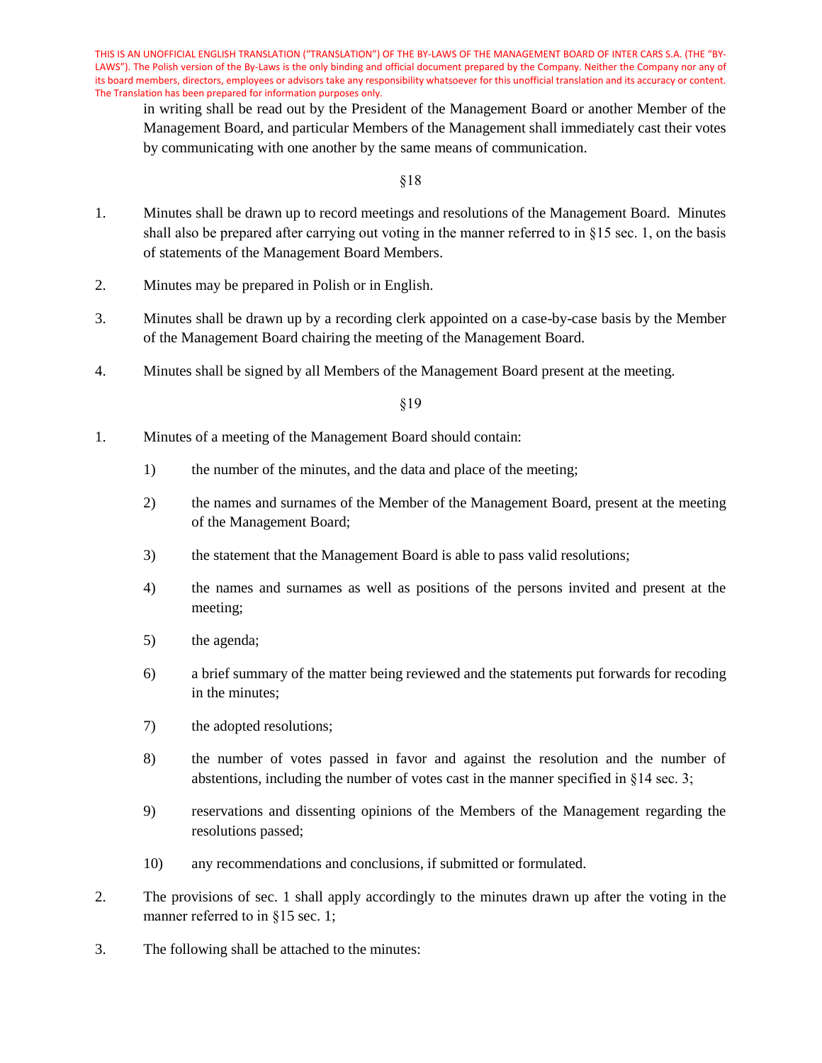in writing shall be read out by the President of the Management Board or another Member of the Management Board, and particular Members of the Management shall immediately cast their votes by communicating with one another by the same means of communication.

§18

1. Minutes shall be drawn up to record meetings and resolutions of the Management Board. Minutes shall also be prepared after carrying out voting in the manner referred to in §15 sec. 1, on the basis of statements of the Management Board Members.

2. Minutes may be prepared in Polish or in English.

3. Minutes shall be drawn up by a recording clerk appointed on a case-by-case basis by the Member of the Management Board chairing the meeting of the Management Board.

4. Minutes shall be signed by all Members of the Management Board present at the meeting.

§19

1. Minutes of a meeting of the Management Board should contain:

   1) the number of the minutes, and the data and place of the meeting;

   2) the names and surnames of the Member of the Management Board, present at the meeting of the Management Board;

   3) the statement that the Management Board is able to pass valid resolutions;

   4) the names and surnames as well as positions of the persons invited and present at the meeting;

   5) the agenda;

   6) a brief summary of the matter being reviewed and the statements put forwards for recoding in the minutes;

   7) the adopted resolutions;

   8) the number of votes passed in favor and against the resolution and the number of abstentions, including the number of votes cast in the manner specified in §14 sec. 3;

   9) reservations and dissenting opinions of the Members of the Management regarding the resolutions passed;

   10) any recommendations and conclusions, if submitted or formulated.

2. The provisions of sec. 1 shall apply accordingly to the minutes drawn up after the voting in the manner referred to in §15 sec. 1;

3. The following shall be attached to the minutes: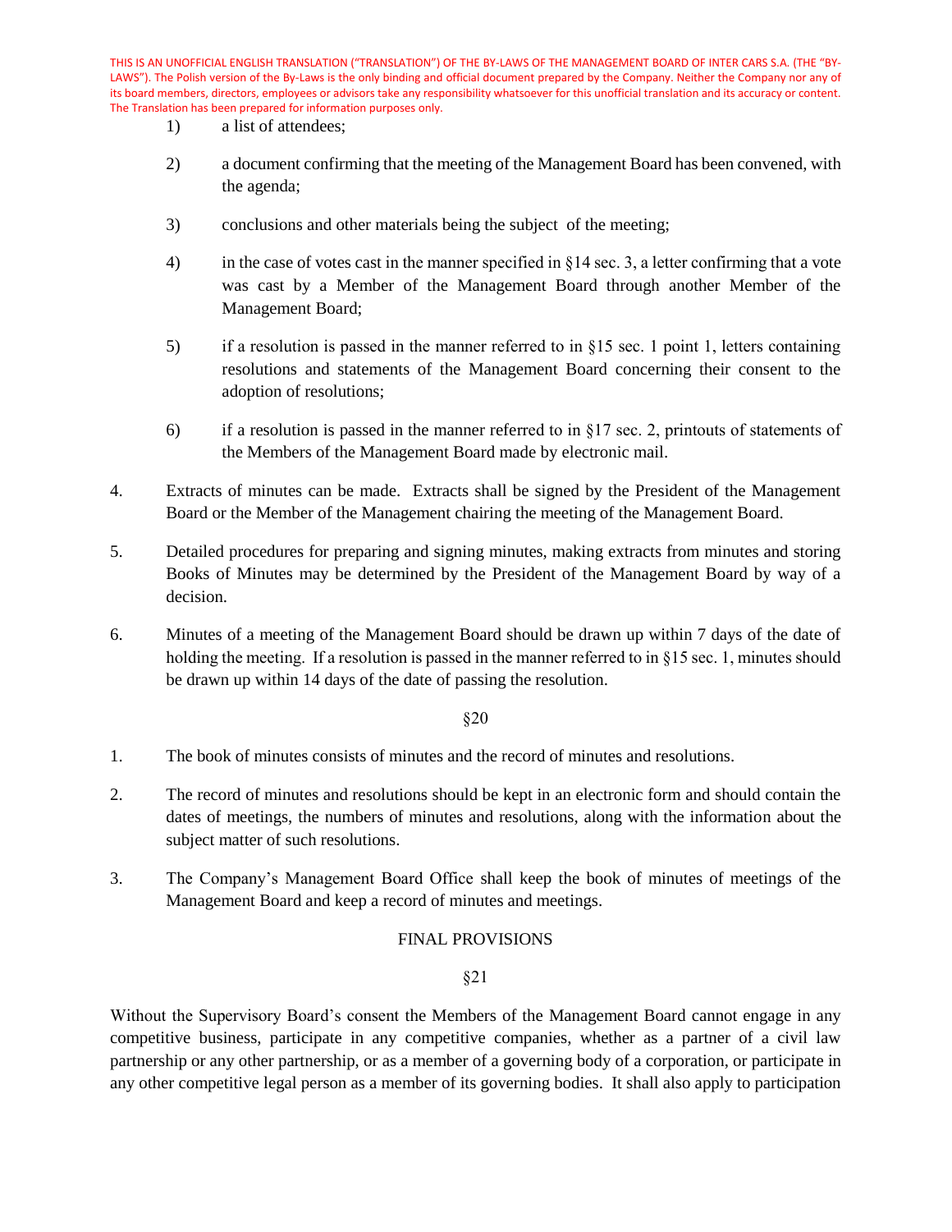1) a list of attendees;

2) a document confirming that the meeting of the Management Board has been convened, with the agenda;

3) conclusions and other materials being the subject of the meeting;

4) in the case of votes cast in the manner specified in §14 sec. 3, a letter confirming that a vote was cast by a Member of the Management Board through another Member of the Management Board;

5) if a resolution is passed in the manner referred to in §15 sec. 1 point 1, letters containing resolutions and statements of the Management Board concerning their consent to the adoption of resolutions;

6) if a resolution is passed in the manner referred to in §17 sec. 2, printouts of statements of the Members of the Management Board made by electronic mail.

4. Extracts of minutes can be made. Extracts shall be signed by the President of the Management Board or the Member of the Management chairing the meeting of the Management Board.

5. Detailed procedures for preparing and signing minutes, making extracts from minutes and storing Books of Minutes may be determined by the President of the Management Board by way of a decision.

6. Minutes of a meeting of the Management Board should be drawn up within 7 days of the date of holding the meeting. If a resolution is passed in the manner referred to in §15 sec. 1, minutes should be drawn up within 14 days of the date of passing the resolution.

§20

1. The book of minutes consists of minutes and the record of minutes and resolutions.

2. The record of minutes and resolutions should be kept in an electronic form and should contain the dates of meetings, the numbers of minutes and resolutions, along with the information about the subject matter of such resolutions.

3. The Company's Management Board Office shall keep the book of minutes of meetings of the Management Board and keep a record of minutes and meetings.

## FINAL PROVISIONS

§21

Without the Supervisory Board's consent the Members of the Management Board cannot engage in any competitive business, participate in any competitive companies, whether as a partner of a civil law partnership or any other partnership, or as a member of a governing body of a corporation, or participate in any other competitive legal person as a member of its governing bodies. It shall also apply to participation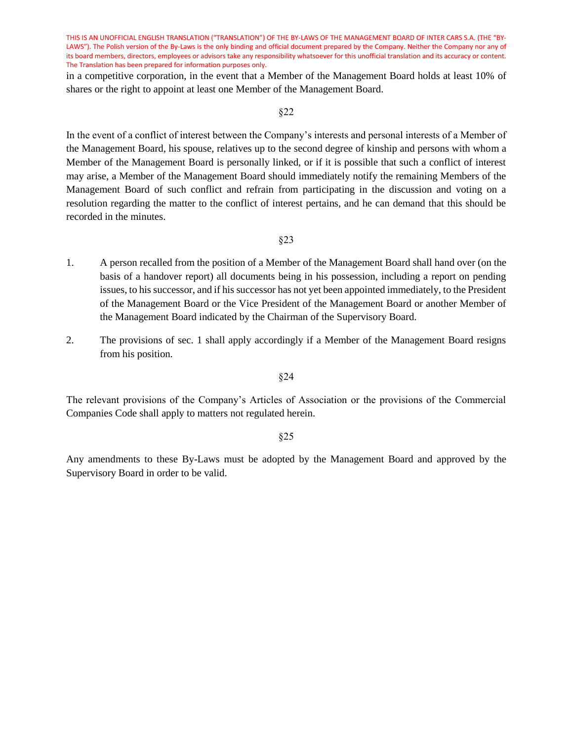in a competitive corporation, in the event that a Member of the Management Board holds at least 10% of shares or the right to appoint at least one Member of the Management Board.

§22

In the event of a conflict of interest between the Company's interests and personal interests of a Member of the Management Board, his spouse, relatives up to the second degree of kinship and persons with whom a Member of the Management Board is personally linked, or if it is possible that such a conflict of interest may arise, a Member of the Management Board should immediately notify the remaining Members of the Management Board of such conflict and refrain from participating in the discussion and voting on a resolution regarding the matter to the conflict of interest pertains, and he can demand that this should be recorded in the minutes.

§23

1. A person recalled from the position of a Member of the Management Board shall hand over (on the basis of a handover report) all documents being in his possession, including a report on pending issues, to his successor, and if his successor has not yet been appointed immediately, to the President of the Management Board or the Vice President of the Management Board or another Member of the Management Board indicated by the Chairman of the Supervisory Board.
2. The provisions of sec. 1 shall apply accordingly if a Member of the Management Board resigns from his position.

§24

The relevant provisions of the Company's Articles of Association or the provisions of the Commercial Companies Code shall apply to matters not regulated herein.

§25

Any amendments to these By-Laws must be adopted by the Management Board and approved by the Supervisory Board in order to be valid.